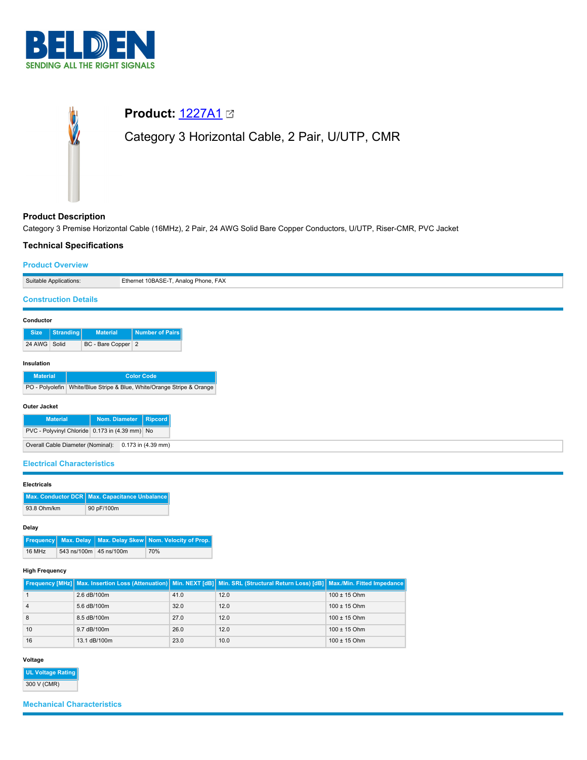# Product: 1227A1

## Category 3 Horizontal Cable, 2 Pair, U/UTP, CMR

### Product Description

Category 3 Premise Horizontal Cable (16MHz), 2 Pair, 24 AWG Solid Bare Copper Conductors, U/UTP, Riser-CMR, PVC Jacket

### Technical Specifications

#### Product Overview

| Suitable Applications: | Ethernet 10BASE-T, Analog Phone, FAX |
|---|---|

#### Construction Details

**Conductor**

| Size | Stranding | Material | Number of Pairs |
|---|---|---|---|
| 24 AWG | Solid | BC - Bare Copper | 2 |

**Insulation**

| Material | Color Code |
|---|---|
| PO - Polyolefin | White/Blue Stripe & Blue, White/Orange Stripe & Orange |

**Outer Jacket**

| Material | Nom. Diameter | Ripcord |
|---|---|---|
| PVC - Polyvinyl Chloride | 0.173 in (4.39 mm) | No |

| Overall Cable Diameter (Nominal): | 0.173 in (4.39 mm) |
|---|---|

#### Electrical Characteristics

**Electricals**

| Max. Conductor DCR | Max. Capacitance Unbalance |
|---|---|
| 93.8 Ohm/km | 90 pF/100m |

**Delay**

| Frequency | Max. Delay | Max. Delay Skew | Nom. Velocity of Prop. |
|---|---|---|---|
| 16 MHz | 543 ns/100m | 45 ns/100m | 70% |

**High Frequency**

| Frequency [MHz] | Max. Insertion Loss (Attenuation) | Min. NEXT [dB] | Min. SRL (Structural Return Loss) [dB] | Max./Min. Fitted Impedance |
|---|---|---|---|---|
| 1 | 2.6 dB/100m | 41.0 | 12.0 | 100 ± 15 Ohm |
| 4 | 5.6 dB/100m | 32.0 | 12.0 | 100 ± 15 Ohm |
| 8 | 8.5 dB/100m | 27.0 | 12.0 | 100 ± 15 Ohm |
| 10 | 9.7 dB/100m | 26.0 | 12.0 | 100 ± 15 Ohm |
| 16 | 13.1 dB/100m | 23.0 | 10.0 | 100 ± 15 Ohm |

**Voltage**

| UL Voltage Rating |
|---|
| 300 V (CMR) |

#### Mechanical Characteristics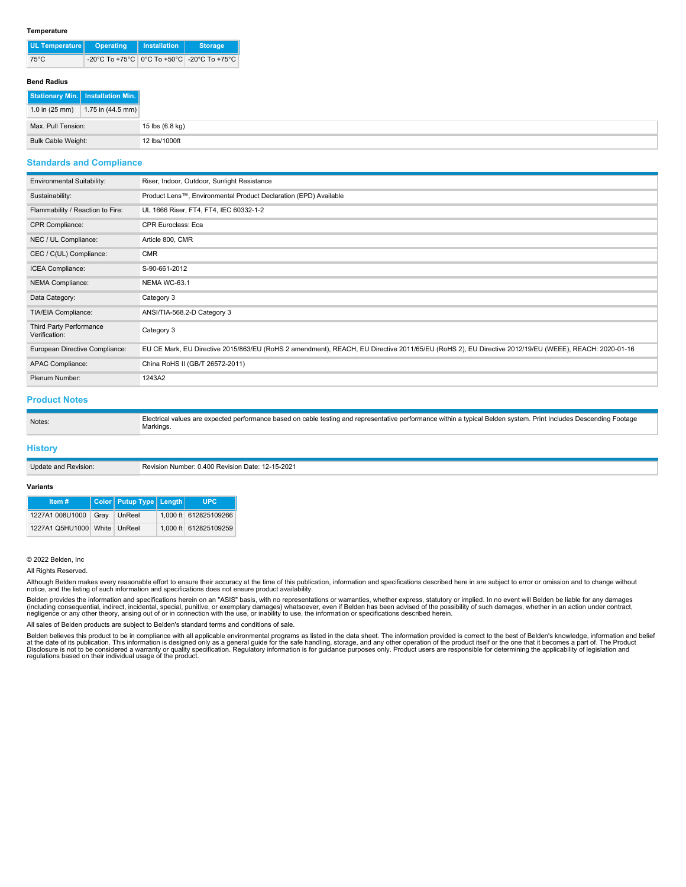#### Temperature

| UL Temperature | Operating | Installation | Storage |
|---|---|---|---|
| 75°C | -20°C To +75°C | 0°C To +50°C | -20°C To +75°C |

#### Bend Radius

| Stationary Min. | Installation Min. |
|---|---|
| 1.0 in (25 mm) | 1.75 in (44.5 mm) |

| | |
|---|---|
| Max. Pull Tension: | 15 lbs (6.8 kg) |
| Bulk Cable Weight: | 12 lbs/1000ft |

## Standards and Compliance

| | |
|---|---|
| Environmental Suitability: | Riser, Indoor, Outdoor, Sunlight Resistance |
| Sustainability: | Product Lens™, Environmental Product Declaration (EPD) Available |
| Flammability / Reaction to Fire: | UL 1666 Riser, FT4, FT4, IEC 60332-1-2 |
| CPR Compliance: | CPR Euroclass: Eca |
| NEC / UL Compliance: | Article 800, CMR |
| CEC / C(UL) Compliance: | CMR |
| ICEA Compliance: | S-90-661-2012 |
| NEMA Compliance: | NEMA WC-63.1 |
| Data Category: | Category 3 |
| TIA/EIA Compliance: | ANSI/TIA-568.2-D Category 3 |
| Third Party Performance Verification: | Category 3 |
| European Directive Compliance: | EU CE Mark, EU Directive 2015/863/EU (RoHS 2 amendment), REACH, EU Directive 2011/65/EU (RoHS 2), EU Directive 2012/19/EU (WEEE), REACH: 2020-01-16 |
| APAC Compliance: | China RoHS II (GB/T 26572-2011) |
| Plenum Number: | 1243A2 |

## Product Notes

| | |
|---|---|
| Notes: | Electrical values are expected performance based on cable testing and representative performance within a typical Belden system. Print Includes Descending Footage Markings. |

## History

| | |
|---|---|
| Update and Revision: | Revision Number: 0.400 Revision Date: 12-15-2021 |

#### Variants

| Item # | Color | Putup Type | Length | UPC |
|---|---|---|---|---|
| 1227A1 008U1000 | Gray | UnReel | 1,000 ft | 612825109266 |
| 1227A1 Q5HU1000 | White | UnReel | 1,000 ft | 612825109259 |

© 2022 Belden, Inc

All Rights Reserved.

Although Belden makes every reasonable effort to ensure their accuracy at the time of this publication, information and specifications described here in are subject to error or omission and to change without notice, and the listing of such information and specifications does not ensure product availability.

Belden provides the information and specifications herein on an "ASIS" basis, with no representations or warranties, whether express, statutory or implied. In no event will Belden be liable for any damages (including consequential, indirect, incidental, special, punitive, or exemplary damages) whatsoever, even if Belden has been advised of the possibility of such damages, whether in an action under contract, negligence or any other theory, arising out of or in connection with the use, or inability to use, the information or specifications described herein.

All sales of Belden products are subject to Belden's standard terms and conditions of sale.

Belden believes this product to be in compliance with all applicable environmental programs as listed in the data sheet. The information provided is correct to the best of Belden's knowledge, information and belief at the date of its publication. This information is designed only as a general guide for the safe handling, storage, and any other operation of the product itself or the one that it becomes a part of. The Product Disclosure is not to be considered a warranty or quality specification. Regulatory information is for guidance purposes only. Product users are responsible for determining the applicability of legislation and regulations based on their individual usage of the product.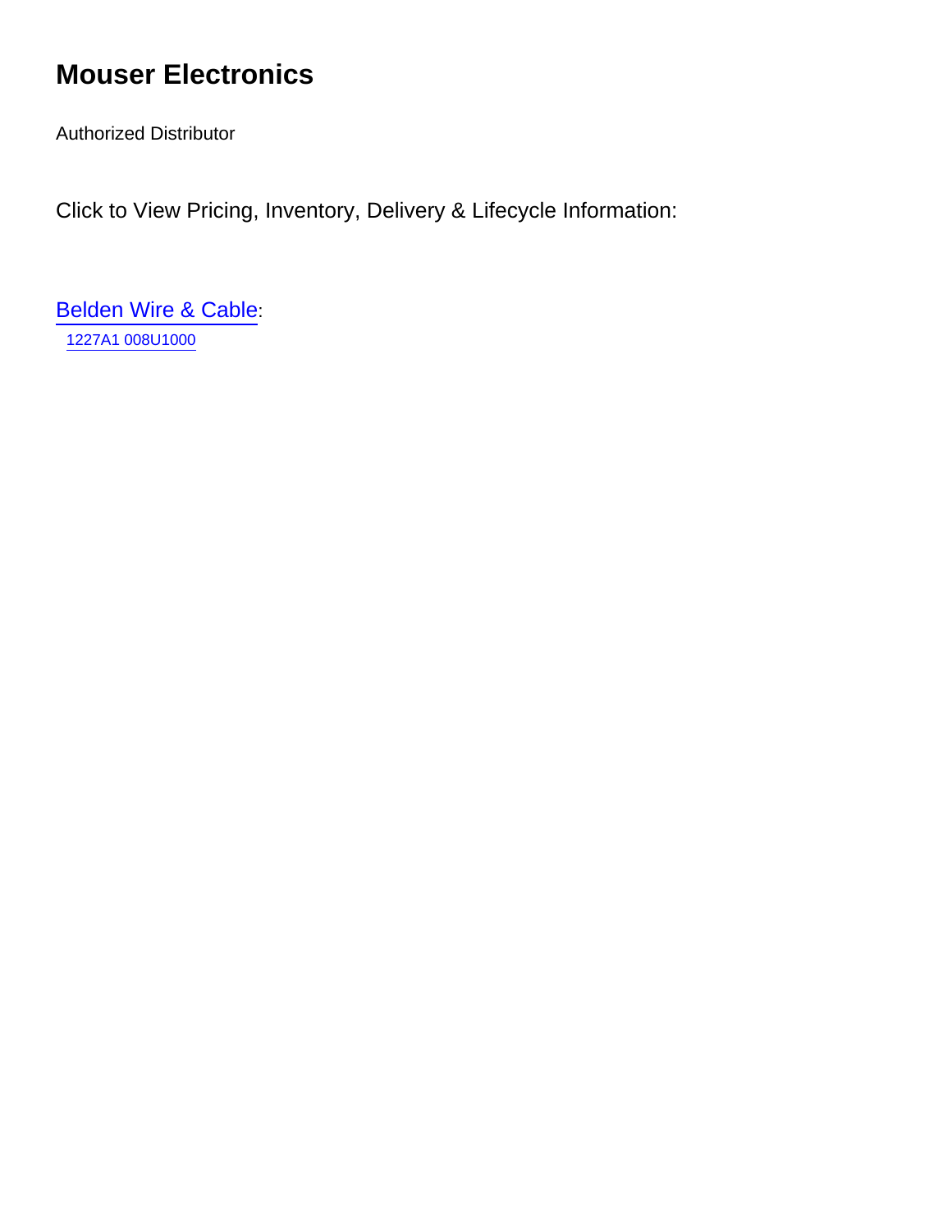# Mouser Electronics

Authorized Distributor

Click to View Pricing, Inventory, Delivery & Lifecycle Information:

Belden Wire & Cable:

1227A1 008U1000